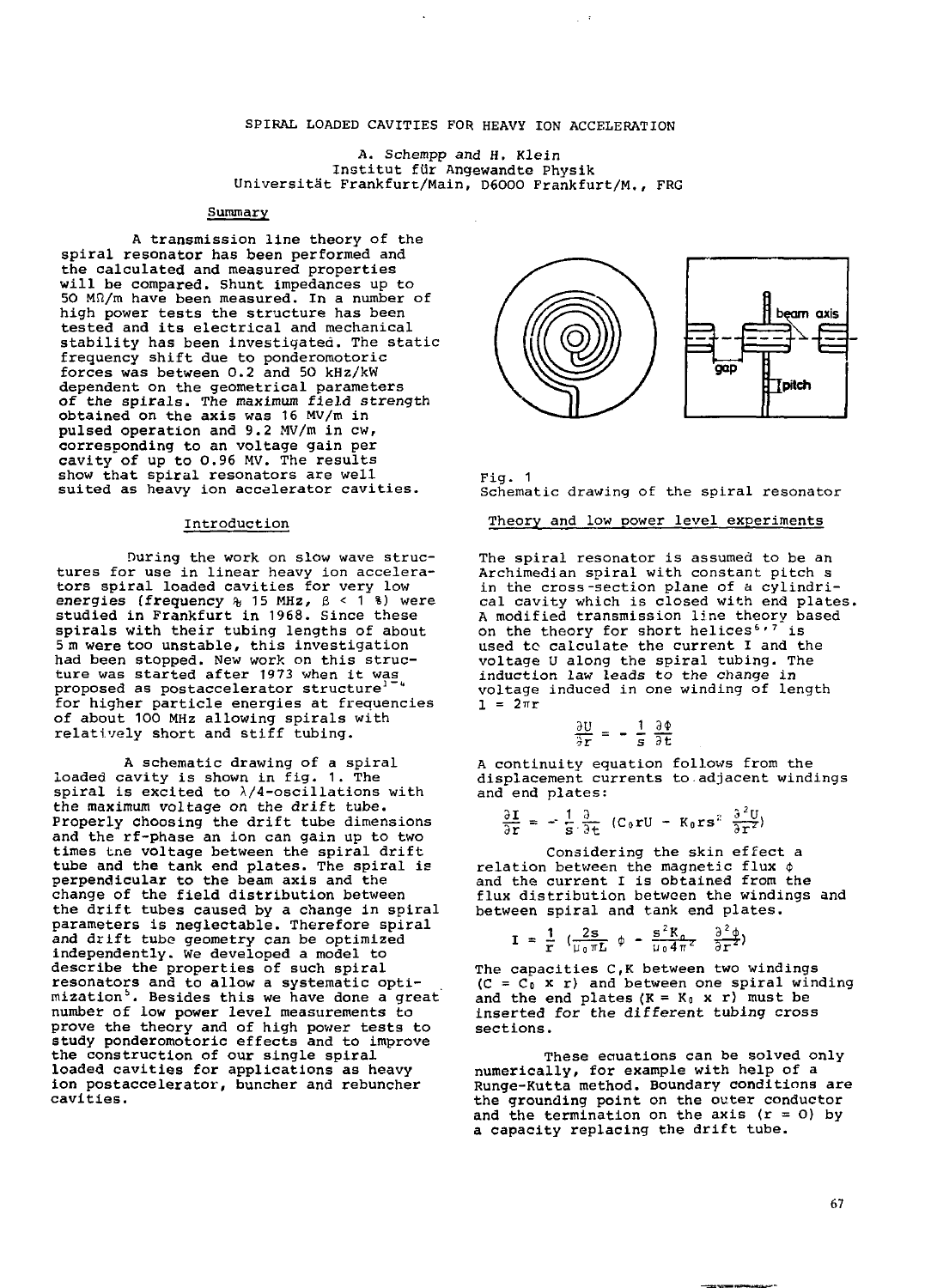# SPIRAL LOADED CAVITIES FOR HEAVY ION ACCELERATION

A. Schempp and H. Klein
Institut für Angewandte Physik
Universität Frankfurt/Main, D6000 Frankfurt/M., FRG

## Summary

A transmission line theory of the spiral resonator has been performed and the calculated and measured properties will be compared. Shunt impedances up to 50 MΩ/m have been measured. In a number of high power tests the structure has been tested and its electrical and mechanical stability has been investigated. The static frequency shift due to ponderomotoric forces was between 0.2 and 50 kHz/kW dependent on the geometrical parameters of the spirals. The maximum field strength obtained on the axis was 16 MV/m in pulsed operation and 9.2 MV/m in cw, corresponding to an voltage gain per cavity of up to 0.96 MV. The results show that spiral resonators are well suited as heavy ion accelerator cavities.

## Introduction

During the work on slow wave structures for use in linear heavy ion accelerators spiral loaded cavities for very low energies (frequency ≈ 15 MHz, $\beta$ < 1 %) were studied in Frankfurt in 1968. Since these spirals with their tubing lengths of about 5 m were too unstable, this investigation had been stopped. New work on this structure was started after 1973 when it was proposed as postaccelerator structure[1-4] for higher particle energies at frequencies of about 100 MHz allowing spirals with relatively short and stiff tubing.

A schematic drawing of a spiral loaded cavity is shown in fig. 1. The spiral is excited to $\lambda/4$-oscillations with the maximum voltage on the drift tube. Properly choosing the drift tube dimensions and the rf-phase an ion can gain up to two times the voltage between the spiral drift tube and the tank end plates. The spiral is perpendicular to the beam axis and the change of the field distribution between the drift tubes caused by a change in spiral parameters is neglectable. Therefore spiral and drift tube geometry can be optimized independently. We developed a model to describe the properties of such spiral resonators and to allow a systematic optimization[5]. Besides this we have done a great number of low power level measurements to prove the theory and of high power tests to study ponderomotoric effects and to improve the construction of our single spiral loaded cavities for applications as heavy ion postaccelerator, buncher and rebuncher cavities.

Fig. 1
Schematic drawing of the spiral resonator

## Theory and low power level experiments

The spiral resonator is assumed to be an Archimedian spiral with constant pitch s in the cross-section plane of a cylindrical cavity which is closed with end plates. A modified transmission line theory based on the theory for short helices[6,7] is used to calculate the current I and the voltage U along the spiral tubing. The induction law leads to the change in voltage induced in one winding of length $l = 2\pi r$

$$\frac{\partial U}{\partial r} = -\frac{1}{s}\frac{\partial \Phi}{\partial t}$$

A continuity equation follows from the displacement currents to adjacent windings and end plates:

$$\frac{\partial I}{\partial r} = -\frac{1}{s}\frac{\partial}{\partial t}\left(C_0 r U - K_0 r s^2 \frac{\partial^2 U}{\partial r^2}\right)$$

Considering the skin effect a relation between the magnetic flux $\phi$ and the current I is obtained from the flux distribution between the windings and between spiral and tank end plates.

$$I = \frac{1}{r}\left(\frac{2s}{\mu_0 \pi L}\,\phi - \frac{s^2 K_0}{\mu_0 4\pi^2}\,\frac{\partial^2 \phi}{\partial r^2}\right)$$

The capacities C,K between two windings ($C = C_0 \times r$) and between one spiral winding and the end plates ($K = K_0 \times r$) must be inserted for the different tubing cross sections.

These equations can be solved only numerically, for example with help of a Runge-Kutta method. Boundary conditions are the grounding point on the outer conductor and the termination on the axis ($r = 0$) by a capacity replacing the drift tube.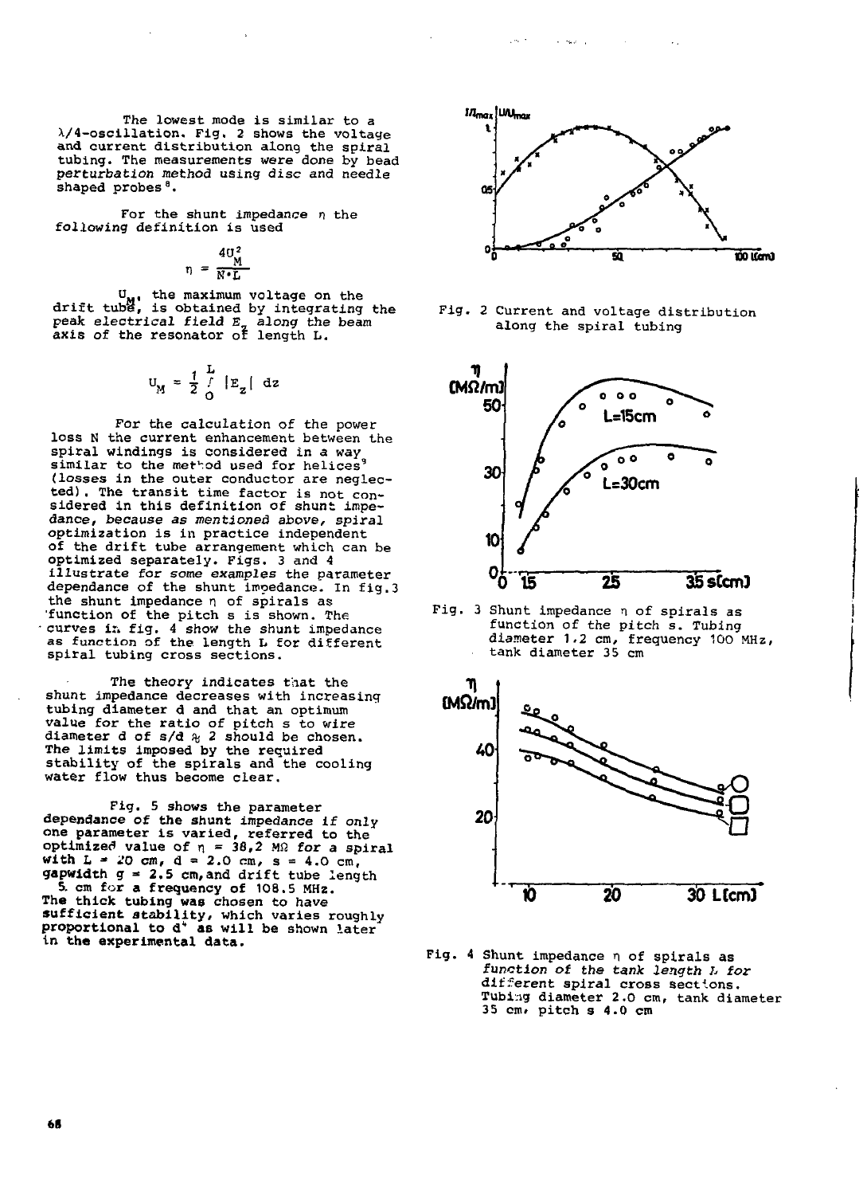The lowest mode is similar to a $\lambda/4$-oscillation. Fig. 2 shows the voltage and current distribution along the spiral tubing. The measurements were done by bead perturbation method using disc and needle shaped probes[8].

For the shunt impedance $\eta$ the following definition is used

$$\eta = \frac{4U_M^2}{N \cdot L}$$

$U_M$, the maximum voltage on the drift tube, is obtained by integrating the peak electrical field $E_z$ along the beam axis of the resonator of length L.

$$U_M = \frac{1}{2} \int_0^L |E_z| \, dz$$

For the calculation of the power loss N the current enhancement between the spiral windings is considered in a way similar to the method used for helices[9] (losses in the outer conductor are neglected). The transit time factor is not considered in this definition of shunt impedance, because as mentioned above, spiral optimization is in practice independent of the drift tube arrangement which can be optimized separately. Figs. 3 and 4 illustrate for some examples the parameter dependance of the shunt impedance. In fig.3 the shunt impedance $\eta$ of spirals as function of the pitch s is shown. The curves in fig. 4 show the shunt impedance as function of the length L for different spiral tubing cross sections.

The theory indicates that the shunt impedance decreases with increasing tubing diameter d and that an optimum value for the ratio of pitch s to wire diameter d of $s/d \approx 2$ should be chosen. The limits imposed by the required stability of the spirals and the cooling water flow thus become clear.

Fig. 5 shows the parameter dependance of the shunt impedance if only one parameter is varied, referred to the optimized value of $\eta$ = 38,2 MΩ for a spiral with L = 20 cm, d = 2.0 cm, s = 4.0 cm, gapwidth g = 2.5 cm, and drift tube length 5 cm for a frequency of 108.5 MHz. The thick tubing was chosen to have sufficient stability, which varies roughly proportional to $d^4$ as will be shown later in the experimental data.

Fig. 2 Current and voltage distribution along the spiral tubing

Fig. 3 Shunt impedance $\eta$ of spirals as function of the pitch s. Tubing diameter 1.2 cm, frequency 100 MHz, tank diameter 35 cm

Fig. 4 Shunt impedance $\eta$ of spirals as function of the tank length L for different spiral cross sections. Tubing diameter 2.0 cm, tank diameter 35 cm, pitch s 4.0 cm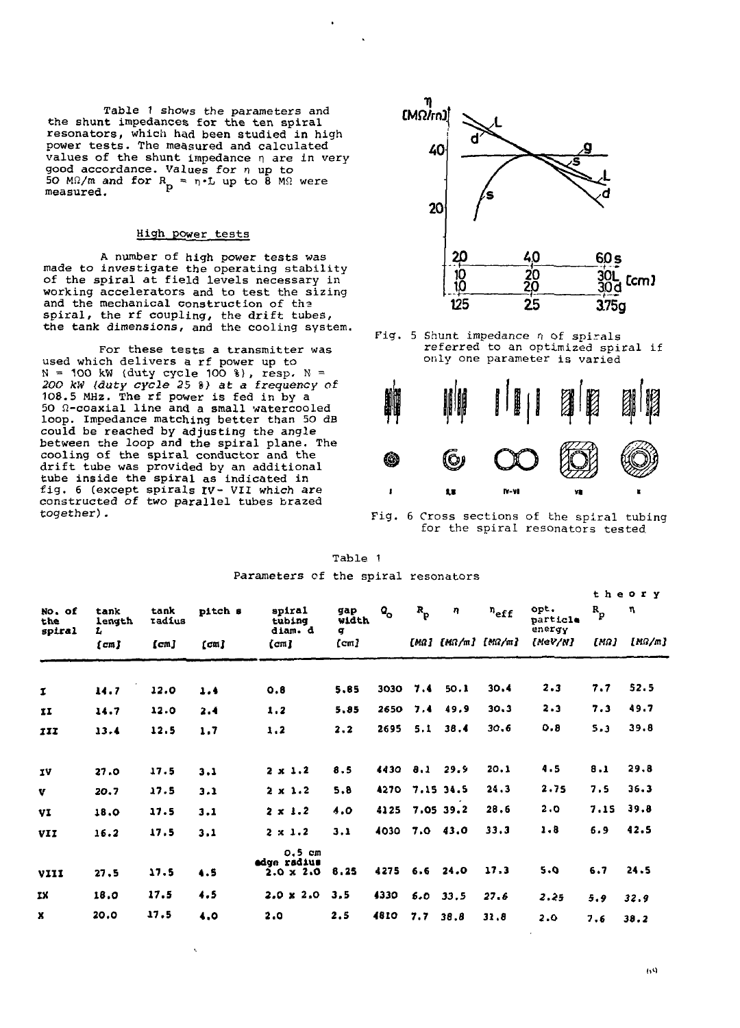Table 1 shows the parameters and the shunt impedances for the ten spiral resonators, which had been studied in high power tests. The measured and calculated values of the shunt impedance $\eta$ are in very good accordance. Values for $\eta$ up to 50 MΩ/m and for $R_p = \eta \cdot L$ up to 8 MΩ were measured.

## High power tests

A number of high power tests was made to investigate the operating stability of the spiral at field levels necessary in working accelerators and to test the sizing and the mechanical construction of the spiral, the rf coupling, the drift tubes, the tank dimensions, and the cooling system.

For these tests a transmitter was used which delivers a rf power up to N = 100 kW (duty cycle 100 %), resp. N = 200 kW (duty cycle 25 %) at a frequency of 108.5 MHz. The rf power is fed in by a 50 Ω-coaxial line and a small watercooled loop. Impedance matching better than 50 dB could be reached by adjusting the angle between the loop and the spiral plane. The cooling of the spiral conductor and the drift tube was provided by an additional tube inside the spiral as indicated in fig. 6 (except spirals IV - VII which are constructed of two parallel tubes brazed together).

Fig. 5 Shunt impedance $\eta$ of spirals referred to an optimized spiral if only one parameter is varied

Fig. 6 Cross sections of the spiral tubing for the spiral resonators tested

Table 1

Parameters of the spiral resonators

| No. of the spiral | tank length L [cm] | tank radius [cm] | pitch s [cm] | spiral tubing diam. d [cm] | gap width g [cm] | $Q_o$ | $R_p$ [MΩ] | $\eta$ [MΩ/m] | $\eta_{eff}$ [MΩ/m] | opt. particle energy [MeV/N] | theory $R_p$ [MΩ] | theory $\eta$ [MΩ/m] |
|---|---|---|---|---|---|---|---|---|---|---|---|---|
| I | 14.7 | 12.0 | 1.4 | 0.8 | 5.85 | 3030 | 7.4 | 50.1 | 30.4 | 2.3 | 7.7 | 52.5 |
| II | 14.7 | 12.0 | 2.4 | 1.2 | 5.85 | 2650 | 7.4 | 49.9 | 30.3 | 2.3 | 7.3 | 49.7 |
| III | 13.4 | 12.5 | 1.7 | 1.2 | 2.2 | 2695 | 5.1 | 38.4 | 30.6 | 0.8 | 5.3 | 39.8 |
| IV | 27.0 | 17.5 | 3.1 | 2 x 1.2 | 8.5 | 4430 | 8.1 | 29.9 | 20.1 | 4.5 | 8.1 | 29.8 |
| V | 20.7 | 17.5 | 3.1 | 2 x 1.2 | 5.8 | 4270 | 7.15 | 34.5 | 24.3 | 2.75 | 7.5 | 36.3 |
| VI | 18.0 | 17.5 | 3.1 | 2 x 1.2 | 4.0 | 4125 | 7.05 | 39.2 | 28.6 | 2.0 | 7.15 | 39.8 |
| VII | 16.2 | 17.5 | 3.1 | 2 x 1.2 | 3.1 | 4030 | 7.0 | 43.0 | 33.3 | 1.8 | 6.9 | 42.5 |
| VIII | 27.5 | 17.5 | 4.5 | 0.5 cm edge radius 2.0 x 2.0 | 8.25 | 4275 | 6.6 | 24.0 | 17.3 | 5.0 | 6.7 | 24.5 |
| IX | 18.0 | 17.5 | 4.5 | 2.0 x 2.0 | 3.5 | 4330 | 6.0 | 33.5 | 27.6 | 2.25 | 5.9 | 32.9 |
| X | 20.0 | 17.5 | 4.0 | 2.0 | 2.5 | 4810 | 7.7 | 38.8 | 31.8 | 2.0 | 7.6 | 38.2 |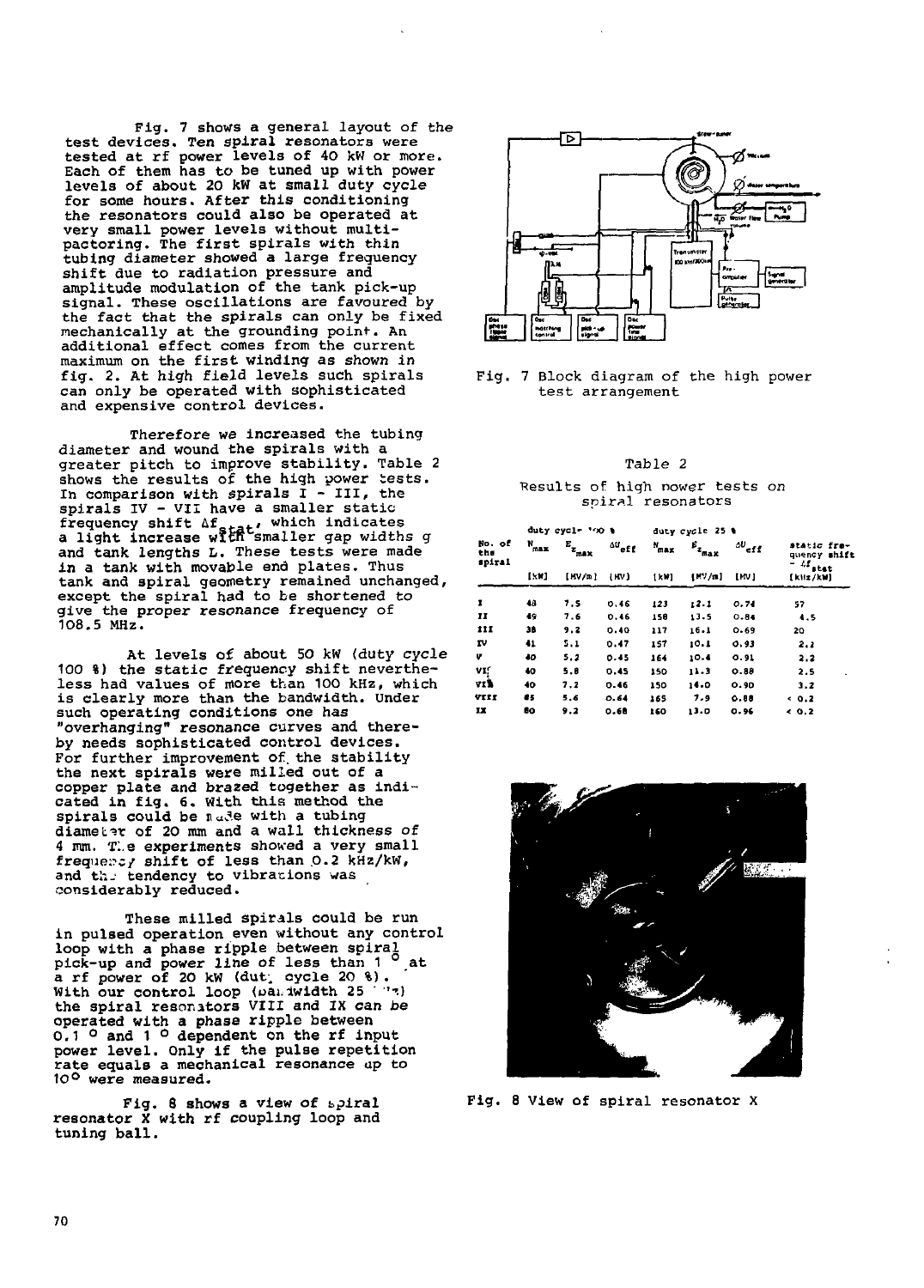Fig. 7 shows a general layout of the test devices. Ten spiral resonators were tested at rf power levels of 40 kW or more. Each of them has to be tuned up with power levels of about 20 kW at small duty cycle for some hours. After this conditioning the resonators could also be operated at very small power levels without multipactoring. The first spirals with thin tubing diameter showed a large frequency shift due to radiation pressure and amplitude modulation of the tank pick-up signal. These oscillations are favoured by the fact that the spirals can only be fixed mechanically at the grounding point. An additional effect comes from the current maximum on the first winding as shown in fig. 2. At high field levels such spirals can only be operated with sophisticated and expensive control devices.

Therefore we increased the tubing diameter and wound the spirals with a greater pitch to improve stability. Table 2 shows the results of the high power tests. In comparison with spirals I - III, the spirals IV - VII have a smaller static frequency shift $\Delta f_{stat}$, which indicates a light increase with smaller gap widths g and tank lengths L. These tests were made in a tank with movable end plates. Thus tank and spiral geometry remained unchanged, except the spiral had to be shortened to give the proper resonance frequency of 108.5 MHz.

At levels of about 50 kW (duty cycle 100 %) the static frequency shift nevertheless had values of more than 100 kHz, which is clearly more than the bandwidth. Under such operating conditions one has "overhanging" resonance curves and thereby needs sophisticated control devices. For further improvement of the stability the next spirals were milled out of a copper plate and brazed together as indicated in fig. 6. With this method the spirals could be made with a tubing diameter of 20 mm and a wall thickness of 4 mm. The experiments showed a very small frequency shift of less than 0.2 kHz/kW, and the tendency to vibrations was considerably reduced.

These milled spirals could be run in pulsed operation even without any control loop with a phase ripple between spiral pick-up and power line of less than 1 ° at a rf power of 20 kW (duty cycle 20 %). With our control loop (bandwidth 25 kHz) the spiral resonators VIII and IX can be operated with a phase ripple between 0.1 ° and 1 ° dependent on the rf input power level. Only if the pulse repetition rate equals a mechanical resonance up to 10° were measured.

Fig. 8 shows a view of spiral resonator X with rf coupling loop and tuning ball.

Fig. 7 Block diagram of the high power test arrangement

Table 2

Results of high power tests on spiral resonators

| No. of the spiral | duty cycle 100 % | | | duty cycle 25 % | | | static frequency shift $-\Delta f_{stat}$ |
|---|---|---|---|---|---|---|---|
| | $N_{max}$ [kW] | $E_{z_{max}}$ [MV/m] | $\Delta U_{eff}$ [MV] | $N_{max}$ [kW] | $E_{z_{max}}$ [MV/m] | $\Delta U_{eff}$ [MV] | [kHz/kW] |
| I | 48 | 7.5 | 0.46 | 123 | 12.1 | 0.74 | 57 |
| II | 49 | 7.6 | 0.46 | 158 | 13.5 | 0.84 | 4.5 |
| III | 38 | 9.2 | 0.40 | 117 | 16.1 | 0.69 | 20 |
| IV | 41 | 5.1 | 0.47 | 157 | 10.1 | 0.93 | 2.2 |
| V | 40 | 5.2 | 0.45 | 164 | 10.4 | 0.91 | 2.2 |
| VI | 40 | 5.8 | 0.45 | 150 | 11.3 | 0.88 | 2.5 |
| VII | 40 | 7.2 | 0.46 | 150 | 14.0 | 0.90 | 3.2 |
| VIII | 85 | 5.6 | 0.64 | 165 | 7.9 | 0.88 | < 0.2 |
| IX | 80 | 9.2 | 0.68 | 160 | 13.0 | 0.96 | < 0.2 |

Fig. 8 View of spiral resonator X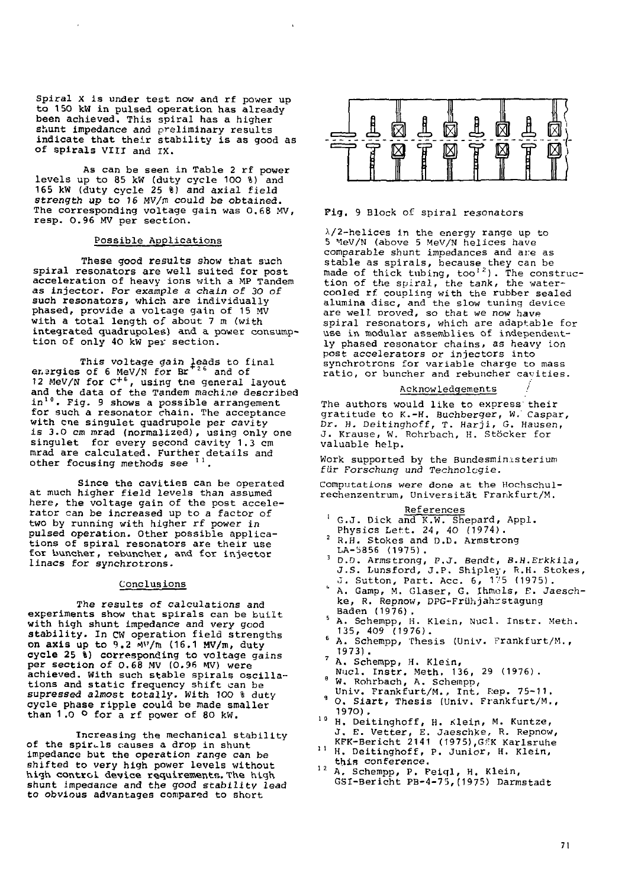Spiral X is under test now and rf power up to 150 kW in pulsed operation has already been achieved. This spiral has a higher shunt impedance and preliminary results indicate that their stability is as good as of spirals VIII and IX.

As can be seen in Table 2 rf power levels up to 85 kW (duty cycle 100 %) and 165 kW (duty cycle 25 %) and axial field *strength up to 16 MV/m could be obtained.* The corresponding voltage gain was 0.68 MV, resp. 0.96 MV per section.

## Possible Applications

These good results show that such spiral resonators are well suited for post acceleration of heavy ions with a MP Tandem as injector. *For example a chain of 30 of such resonators,* which are individually phased, provide a voltage gain of 15 MV with a total length of about 7 m (with integrated quadrupoles) and a power consumption of only 40 kW per section.

This voltage gain leads to final energies of 6 MeV/N for $Br^{+26}$ and of 12 MeV/N for $C^{+6}$, using the general layout and the data of the Tandem machine described in[10]. Fig. 9 shows a possible arrangement for such a resonator chain. The acceptance with one singulet quadrupole per cavity is 3.0 cm mrad (normalized), using only one singulet for every second cavity 1.3 cm mrad are calculated. Further details and other focusing methods see [11].

Since the cavities can be operated at much higher field levels than assumed here, the voltage gain of the post accelerator can be increased up to a factor of two by running with higher rf power in pulsed operation. Other possible applications of spiral resonators are their use for buncher, rebuncher, and for injector linacs for synchrotrons.

## Conclusions

The results of calculations and experiments show that spirals can be built with high shunt impedance and very good stability. In CW operation field strengths on axis up to 9.2 MV/m (16.1 MV/m, duty cycle 25 %) corresponding to voltage gains per section of 0.68 MV (0.96 MV) were achieved. With such stable spirals oscillations and static frequency shift can be *supressed almost totally.* With 100 % duty cycle phase ripple could be made smaller than 1.0 ° for a rf power of 80 kW.

Increasing the mechanical stability of the spirals causes a drop in shunt impedance but the operation range can be shifted to very high power levels without high control device requirements. The high shunt impedance and the good stability lead to obvious advantages compared to short

Fig. 9 Block of spiral resonators

$\lambda/2$-helices in the energy range up to 5 MeV/N (above 5 MeV/N helices have comparable shunt impedances and are as stable as spirals, because they can be made of thick tubing, too[12]). The construction of the spiral, the tank, the water-cooled rf coupling with the rubber sealed alumina disc, and the slow tuning device are well proved, so that we now have spiral resonators, which are adaptable for use in modular assemblies of independently phased resonator chains, as heavy ion post accelerators or injectors into synchrotrons for variable charge to mass ratio, or buncher and rebuncher cavities.

## Acknowledgements

The authors would like to express their gratitude to K.-H. Buchberger, W. Caspar, Dr. H. Deitinghoff, T. Harji, G. Hausen, J. Krause, W. Rohrbach, H. Stöcker for valuable help.

Work supported by the Bundesministerium *für Forschung und Technologie.*

Computations were done at the Hochschulrechenzentrum, Universität Frankfurt/M.

## References

1. G.J. Dick and K.W. Shepard, Appl. Physics Lett. 24, 40 (1974).
2. R.H. Stokes and D.D. Armstrong LA-5856 (1975).
3. D.D. Armstrong, P.J. Bendt, B.H. Erkkila, J.S. Lunsford, J.P. Shipley, R.H. Stokes, J. Sutton, Part. Acc. 6, 175 (1975).
4. A. Gamp, M. Glaser, G. Ihmels, E. Jaeschke, R. Repnow, DPG-Frühjahrstagung Baden (1976).
5. A. Schempp, H. Klein, Nucl. Instr. Meth. 135, 409 (1976).
6. A. Schempp, Thesis (Univ. Frankfurt/M., 1973).
7. A. Schempp, H. Klein, Nucl. Instr. Meth. 136, 29 (1976).
8. W. Rohrbach, A. Schempp, Univ. Frankfurt/M., Int. Rep. 75-11.
9. O. Siart, Thesis (Univ. Frankfurt/M., 1970).
10. H. Deitinghoff, H. Klein, M. Kuntze, J. E. Vetter, E. Jaeschke, R. Repnow, KFK-Bericht 2141 (1975),GfK Karlsruhe
11. H. Deitinghoff, P. Junior, H. Klein, this conference.
12. A. Schempp, P. Feigl, H. Klein, GSI-Bericht PB-4-75,(1975) Darmstadt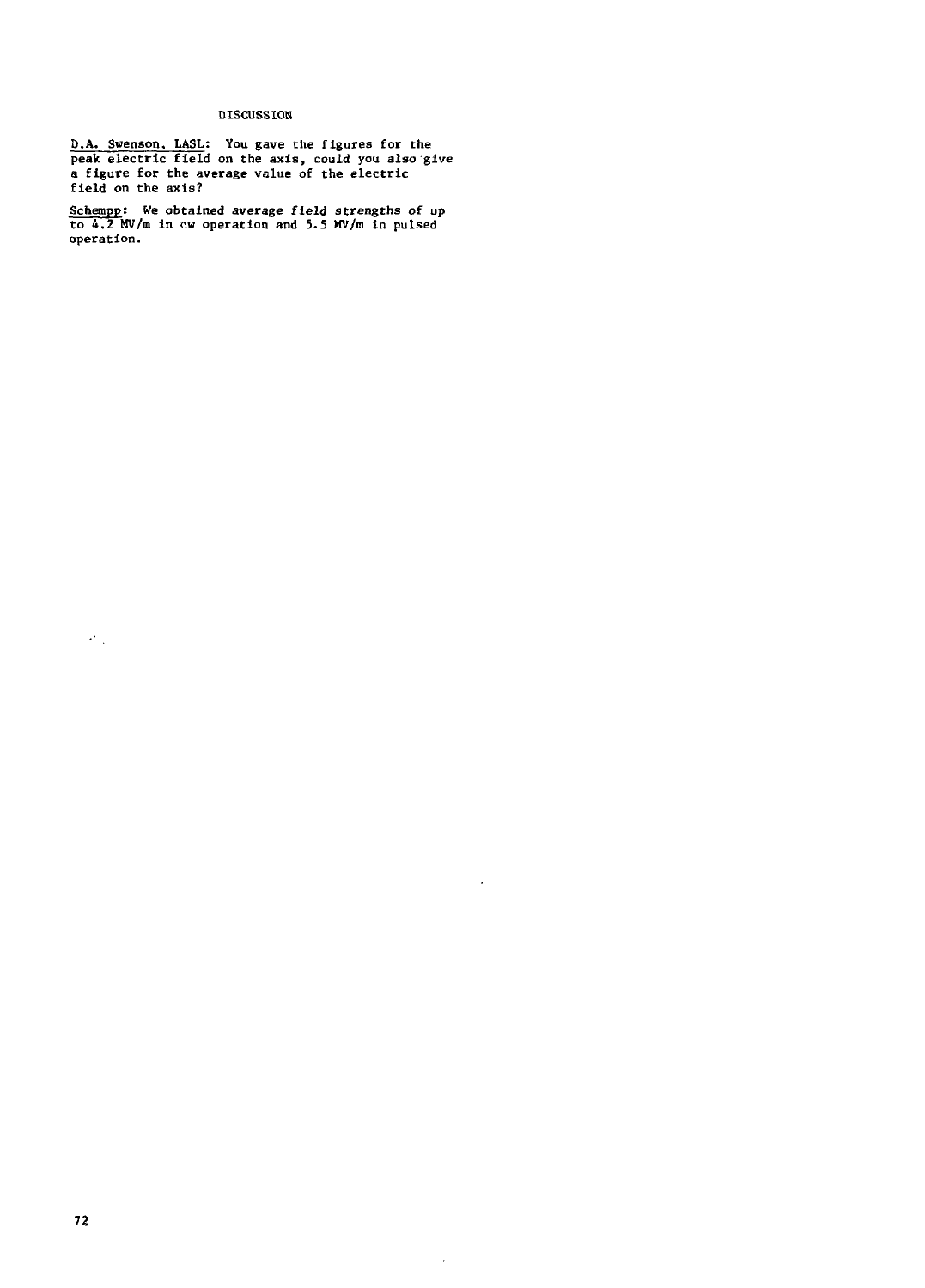## DISCUSSION

D.A. Swenson, LASL: You gave the figures for the peak electric field on the axis, could you also give a figure for the average value of the electric field on the axis?

Schempp: We obtained average field strengths of up to 4.2 MV/m in cw operation and 5.5 MV/m in pulsed operation.